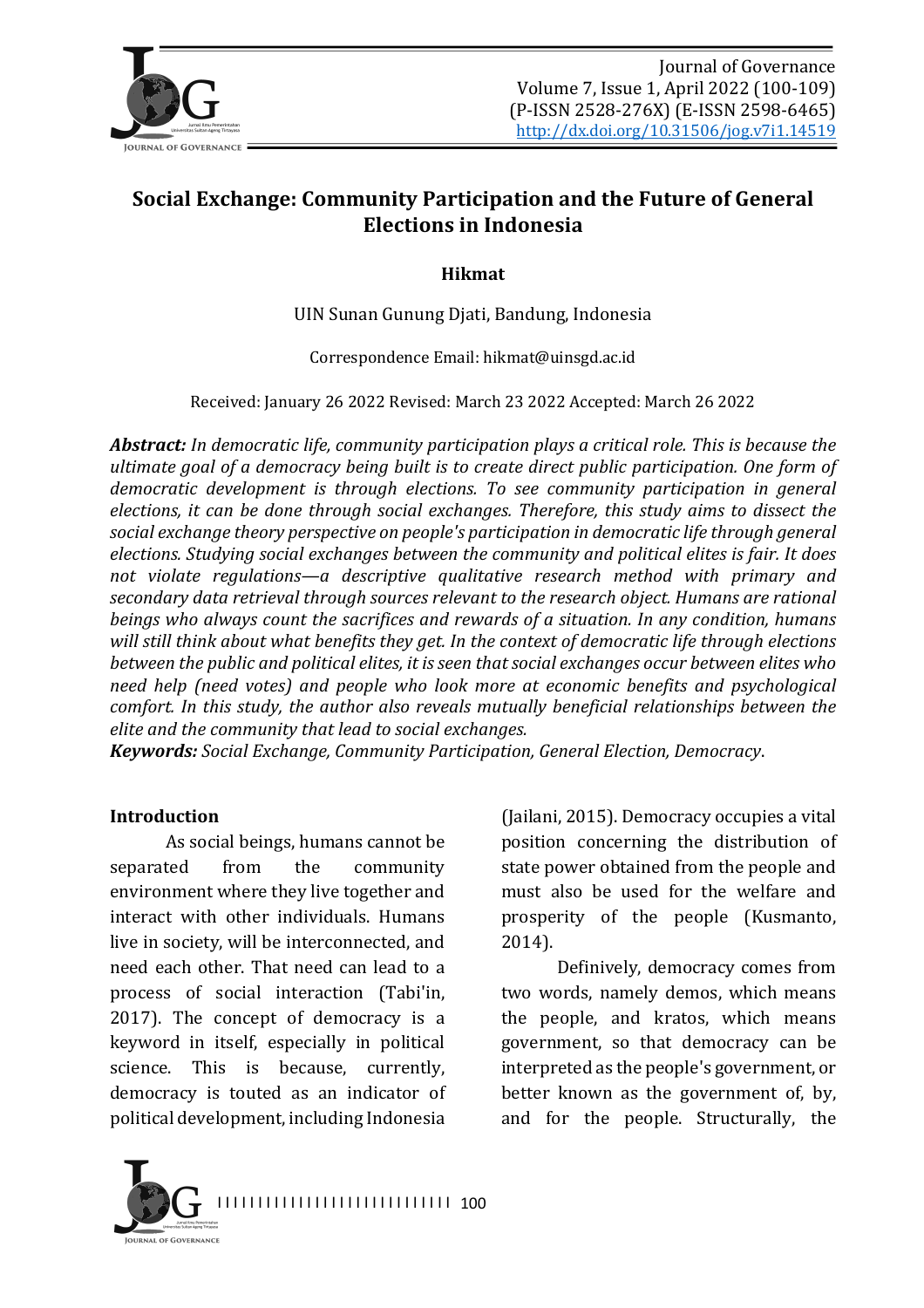# Social Exchange: Community Participation and the Future of General Elections in Indonesia

**Hikmat**

UIN Sunan Gunung Djati, Bandung, Indonesia

Correspondence Email: hikmat@uinsgd.ac.id

Received: January 26 2022 Revised: March 23 2022 Accepted: March 26 2022

***Abstract:*** *In democratic life, community participation plays a critical role. This is because the ultimate goal of a democracy being built is to create direct public participation. One form of democratic development is through elections. To see community participation in general elections, it can be done through social exchanges. Therefore, this study aims to dissect the social exchange theory perspective on people's participation in democratic life through general elections. Studying social exchanges between the community and political elites is fair. It does not violate regulations—a descriptive qualitative research method with primary and secondary data retrieval through sources relevant to the research object. Humans are rational beings who always count the sacrifices and rewards of a situation. In any condition, humans will still think about what benefits they get. In the context of democratic life through elections between the public and political elites, it is seen that social exchanges occur between elites who need help (need votes) and people who look more at economic benefits and psychological comfort. In this study, the author also reveals mutually beneficial relationships between the elite and the community that lead to social exchanges.*

***Keywords:*** *Social Exchange, Community Participation, General Election, Democracy*.

## Introduction

As social beings, humans cannot be separated from the community environment where they live together and interact with other individuals. Humans live in society, will be interconnected, and need each other. That need can lead to a process of social interaction (Tabi'in, 2017). The concept of democracy is a keyword in itself, especially in political science. This is because, currently, democracy is touted as an indicator of political development, including Indonesia (Jailani, 2015). Democracy occupies a vital position concerning the distribution of state power obtained from the people and must also be used for the welfare and prosperity of the people (Kusmanto, 2014).

Definively, democracy comes from two words, namely demos, which means the people, and kratos, which means government, so that democracy can be interpreted as the people's government, or better known as the government of, by, and for the people. Structurally, the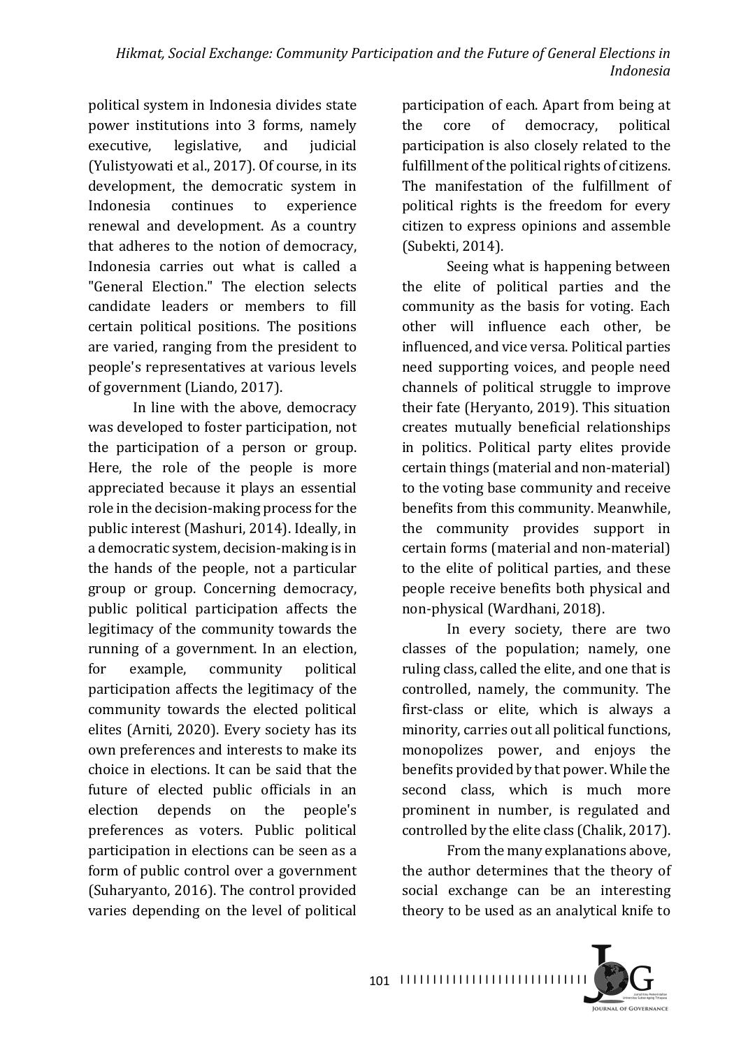political system in Indonesia divides state power institutions into 3 forms, namely executive, legislative, and judicial (Yulistyowati et al., 2017). Of course, in its development, the democratic system in Indonesia continues to experience renewal and development. As a country that adheres to the notion of democracy, Indonesia carries out what is called a "General Election." The election selects candidate leaders or members to fill certain political positions. The positions are varied, ranging from the president to people's representatives at various levels of government (Liando, 2017).

In line with the above, democracy was developed to foster participation, not the participation of a person or group. Here, the role of the people is more appreciated because it plays an essential role in the decision-making process for the public interest (Mashuri, 2014). Ideally, in a democratic system, decision-making is in the hands of the people, not a particular group or group. Concerning democracy, public political participation affects the legitimacy of the community towards the running of a government. In an election, for example, community political participation affects the legitimacy of the community towards the elected political elites (Arniti, 2020). Every society has its own preferences and interests to make its choice in elections. It can be said that the future of elected public officials in an election depends on the people's preferences as voters. Public political participation in elections can be seen as a form of public control over a government (Suharyanto, 2016). The control provided varies depending on the level of political participation of each. Apart from being at the core of democracy, political participation is also closely related to the fulfillment of the political rights of citizens. The manifestation of the fulfillment of political rights is the freedom for every citizen to express opinions and assemble (Subekti, 2014).

Seeing what is happening between the elite of political parties and the community as the basis for voting. Each other will influence each other, be influenced, and vice versa. Political parties need supporting voices, and people need channels of political struggle to improve their fate (Heryanto, 2019). This situation creates mutually beneficial relationships in politics. Political party elites provide certain things (material and non-material) to the voting base community and receive benefits from this community. Meanwhile, the community provides support in certain forms (material and non-material) to the elite of political parties, and these people receive benefits both physical and non-physical (Wardhani, 2018).

In every society, there are two classes of the population; namely, one ruling class, called the elite, and one that is controlled, namely, the community. The first-class or elite, which is always a minority, carries out all political functions, monopolizes power, and enjoys the benefits provided by that power. While the second class, which is much more prominent in number, is regulated and controlled by the elite class (Chalik, 2017).

From the many explanations above, the author determines that the theory of social exchange can be an interesting theory to be used as an analytical knife to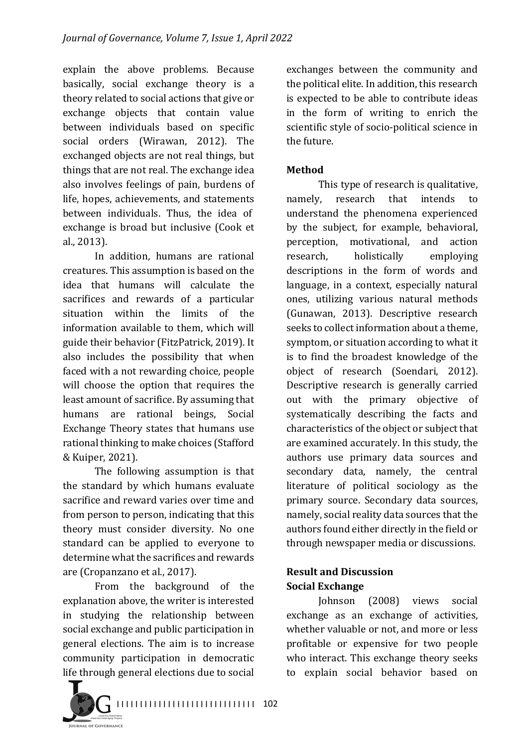explain the above problems. Because basically, social exchange theory is a theory related to social actions that give or exchange objects that contain value between individuals based on specific social orders (Wirawan, 2012). The exchanged objects are not real things, but things that are not real. The exchange idea also involves feelings of pain, burdens of life, hopes, achievements, and statements between individuals. Thus, the idea of exchange is broad but inclusive (Cook et al., 2013).

In addition, humans are rational creatures. This assumption is based on the idea that humans will calculate the sacrifices and rewards of a particular situation within the limits of the information available to them, which will guide their behavior (FitzPatrick, 2019). It also includes the possibility that when faced with a not rewarding choice, people will choose the option that requires the least amount of sacrifice. By assuming that humans are rational beings, Social Exchange Theory states that humans use rational thinking to make choices (Stafford & Kuiper, 2021).

The following assumption is that the standard by which humans evaluate sacrifice and reward varies over time and from person to person, indicating that this theory must consider diversity. No one standard can be applied to everyone to determine what the sacrifices and rewards are (Cropanzano et al., 2017).

From the background of the explanation above, the writer is interested in studying the relationship between social exchange and public participation in general elections. The aim is to increase community participation in democratic life through general elections due to social exchanges between the community and the political elite. In addition, this research is expected to be able to contribute ideas in the form of writing to enrich the scientific style of socio-political science in the future.

## Method

This type of research is qualitative, namely, research that intends to understand the phenomena experienced by the subject, for example, behavioral, perception, motivational, and action research, holistically employing descriptions in the form of words and language, in a context, especially natural ones, utilizing various natural methods (Gunawan, 2013). Descriptive research seeks to collect information about a theme, symptom, or situation according to what it is to find the broadest knowledge of the object of research (Soendari, 2012). Descriptive research is generally carried out with the primary objective of systematically describing the facts and characteristics of the object or subject that are examined accurately. In this study, the authors use primary data sources and secondary data, namely, the central literature of political sociology as the primary source. Secondary data sources, namely, social reality data sources that the authors found either directly in the field or through newspaper media or discussions.

## Result and Discussion

### Social Exchange

Johnson (2008) views social exchange as an exchange of activities, whether valuable or not, and more or less profitable or expensive for two people who interact. This exchange theory seeks to explain social behavior based on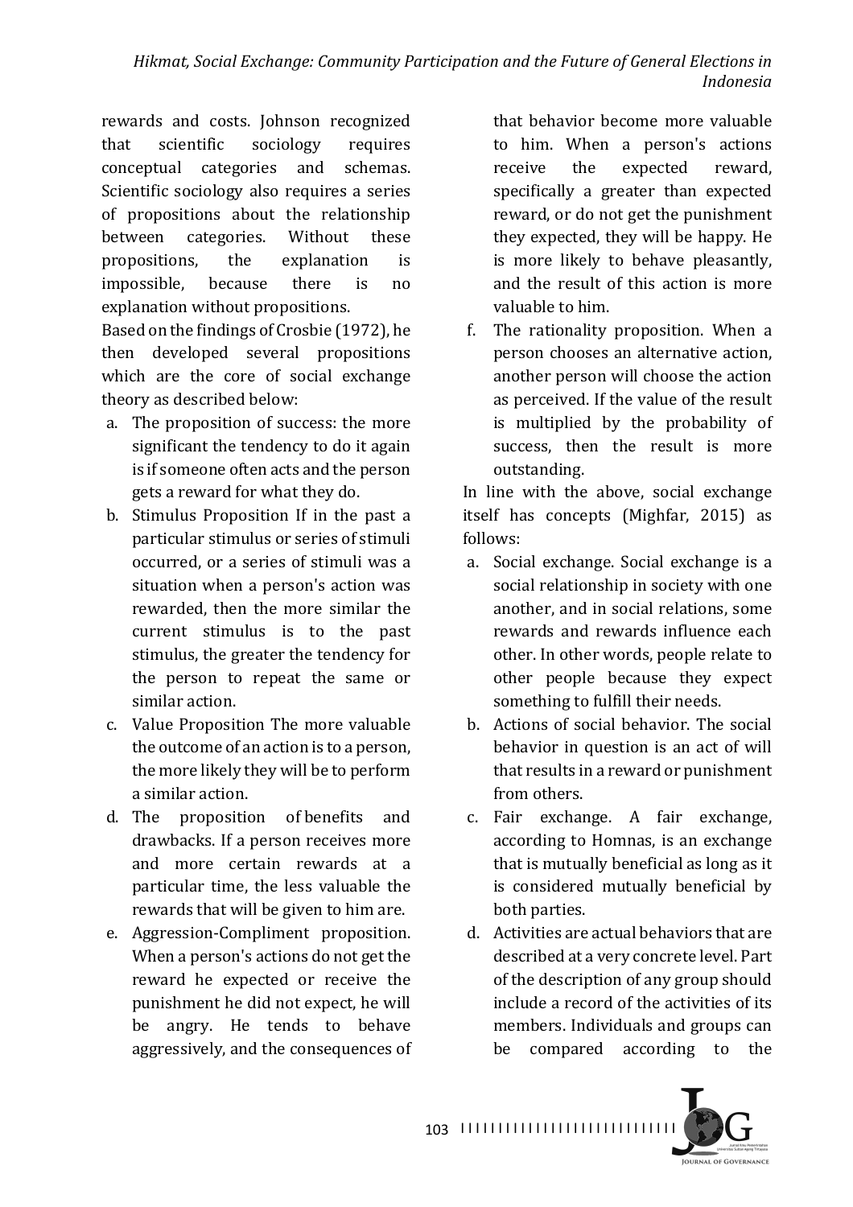rewards and costs. Johnson recognized that scientific sociology requires conceptual categories and schemas. Scientific sociology also requires a series of propositions about the relationship between categories. Without these propositions, the explanation is impossible, because there is no explanation without propositions.

Based on the findings of Crosbie (1972), he then developed several propositions which are the core of social exchange theory as described below:

a. The proposition of success: the more significant the tendency to do it again is if someone often acts and the person gets a reward for what they do.
b. Stimulus Proposition If in the past a particular stimulus or series of stimuli occurred, or a series of stimuli was a situation when a person's action was rewarded, then the more similar the current stimulus is to the past stimulus, the greater the tendency for the person to repeat the same or similar action.
c. Value Proposition The more valuable the outcome of an action is to a person, the more likely they will be to perform a similar action.
d. The proposition of benefits and drawbacks. If a person receives more and more certain rewards at a particular time, the less valuable the rewards that will be given to him are.
e. Aggression-Compliment proposition. When a person's actions do not get the reward he expected or receive the punishment he did not expect, he will be angry. He tends to behave aggressively, and the consequences of that behavior become more valuable to him. When a person's actions receive the expected reward, specifically a greater than expected reward, or do not get the punishment they expected, they will be happy. He is more likely to behave pleasantly, and the result of this action is more valuable to him.
f. The rationality proposition. When a person chooses an alternative action, another person will choose the action as perceived. If the value of the result is multiplied by the probability of success, then the result is more outstanding.

In line with the above, social exchange itself has concepts (Mighfar, 2015) as follows:

a. Social exchange. Social exchange is a social relationship in society with one another, and in social relations, some rewards and rewards influence each other. In other words, people relate to other people because they expect something to fulfill their needs.
b. Actions of social behavior. The social behavior in question is an act of will that results in a reward or punishment from others.
c. Fair exchange. A fair exchange, according to Homnas, is an exchange that is mutually beneficial as long as it is considered mutually beneficial by both parties.
d. Activities are actual behaviors that are described at a very concrete level. Part of the description of any group should include a record of the activities of its members. Individuals and groups can be compared according to the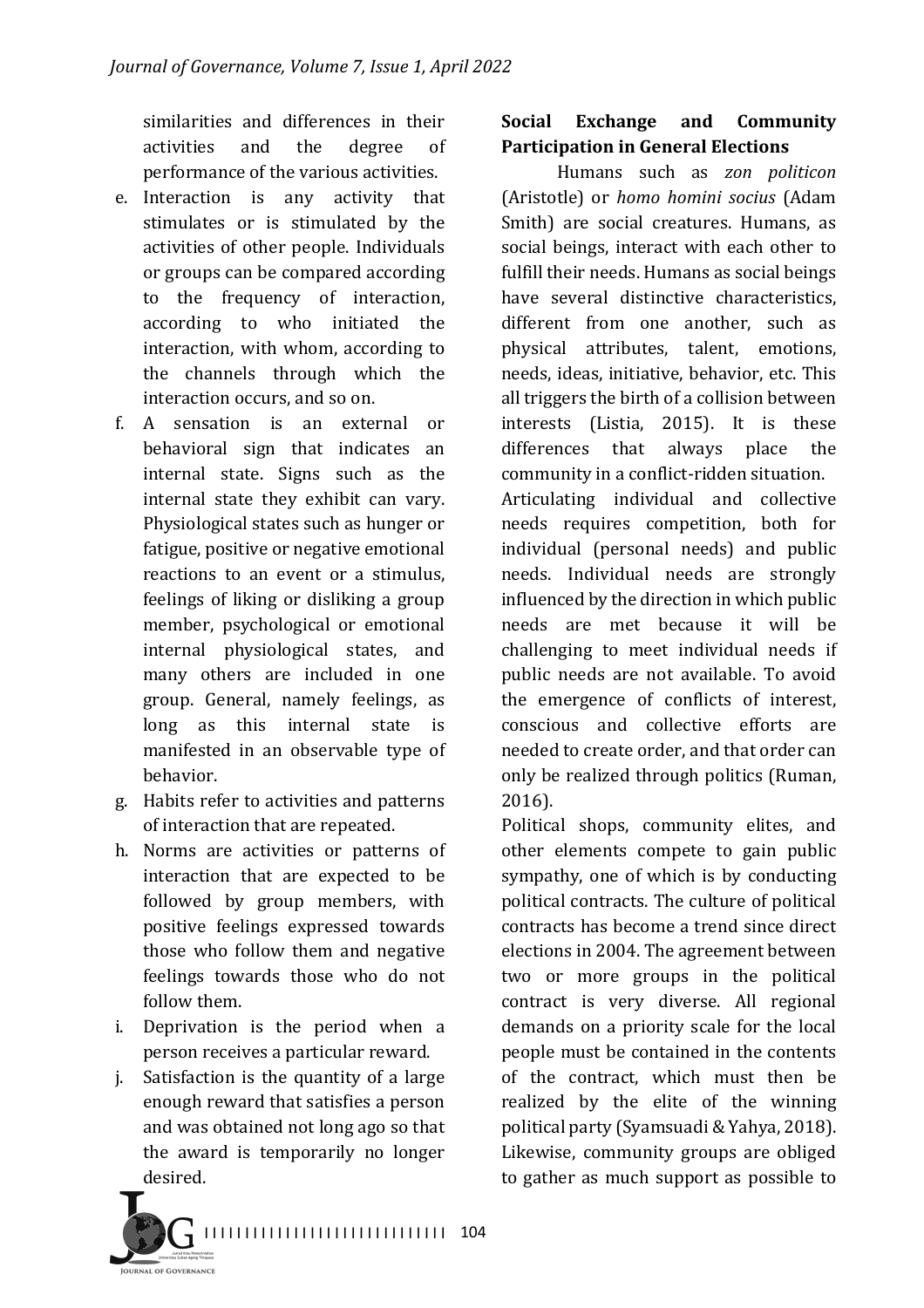similarities and differences in their activities and the degree of performance of the various activities.

e. Interaction is any activity that stimulates or is stimulated by the activities of other people. Individuals or groups can be compared according to the frequency of interaction, according to who initiated the interaction, with whom, according to the channels through which the interaction occurs, and so on.
f. A sensation is an external or behavioral sign that indicates an internal state. Signs such as the internal state they exhibit can vary. Physiological states such as hunger or fatigue, positive or negative emotional reactions to an event or a stimulus, feelings of liking or disliking a group member, psychological or emotional internal physiological states, and many others are included in one group. General, namely feelings, as long as this internal state is manifested in an observable type of behavior.
g. Habits refer to activities and patterns of interaction that are repeated.
h. Norms are activities or patterns of interaction that are expected to be followed by group members, with positive feelings expressed towards those who follow them and negative feelings towards those who do not follow them.
i. Deprivation is the period when a person receives a particular reward.
j. Satisfaction is the quantity of a large enough reward that satisfies a person and was obtained not long ago so that the award is temporarily no longer desired.

**Social Exchange and Community Participation in General Elections**

Humans such as *zon politicon* (Aristotle) or *homo homini socius* (Adam Smith) are social creatures. Humans, as social beings, interact with each other to fulfill their needs. Humans as social beings have several distinctive characteristics, different from one another, such as physical attributes, talent, emotions, needs, ideas, initiative, behavior, etc. This all triggers the birth of a collision between interests (Listia, 2015). It is these differences that always place the community in a conflict-ridden situation.

Articulating individual and collective needs requires competition, both for individual (personal needs) and public needs. Individual needs are strongly influenced by the direction in which public needs are met because it will be challenging to meet individual needs if public needs are not available. To avoid the emergence of conflicts of interest, conscious and collective efforts are needed to create order, and that order can only be realized through politics (Ruman, 2016).

Political shops, community elites, and other elements compete to gain public sympathy, one of which is by conducting political contracts. The culture of political contracts has become a trend since direct elections in 2004. The agreement between two or more groups in the political contract is very diverse. All regional demands on a priority scale for the local people must be contained in the contents of the contract, which must then be realized by the elite of the winning political party (Syamsuadi & Yahya, 2018). Likewise, community groups are obliged to gather as much support as possible to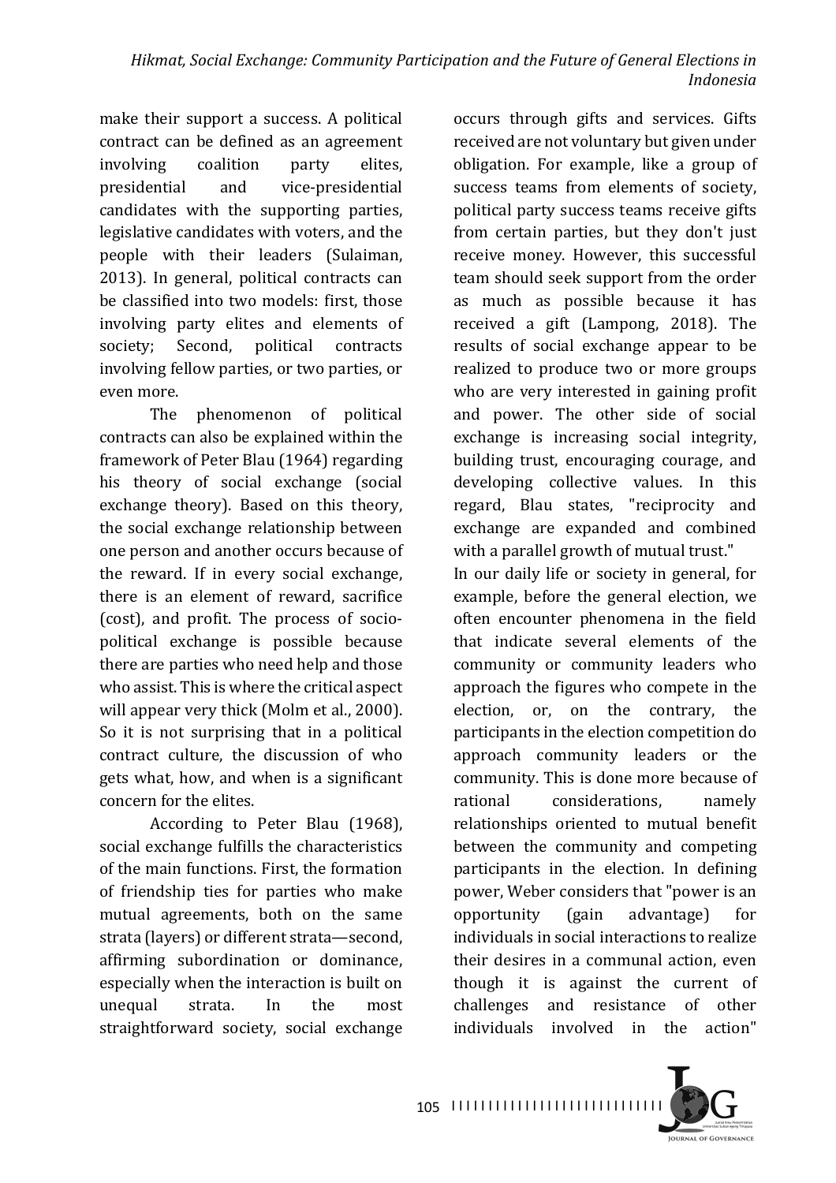make their support a success. A political contract can be defined as an agreement involving coalition party elites, presidential and vice-presidential candidates with the supporting parties, legislative candidates with voters, and the people with their leaders (Sulaiman, 2013). In general, political contracts can be classified into two models: first, those involving party elites and elements of society; Second, political contracts involving fellow parties, or two parties, or even more.

The phenomenon of political contracts can also be explained within the framework of Peter Blau (1964) regarding his theory of social exchange (social exchange theory). Based on this theory, the social exchange relationship between one person and another occurs because of the reward. If in every social exchange, there is an element of reward, sacrifice (cost), and profit. The process of socio-political exchange is possible because there are parties who need help and those who assist. This is where the critical aspect will appear very thick (Molm et al., 2000). So it is not surprising that in a political contract culture, the discussion of who gets what, how, and when is a significant concern for the elites.

According to Peter Blau (1968), social exchange fulfills the characteristics of the main functions. First, the formation of friendship ties for parties who make mutual agreements, both on the same strata (layers) or different strata—second, affirming subordination or dominance, especially when the interaction is built on unequal strata. In the most straightforward society, social exchange occurs through gifts and services. Gifts received are not voluntary but given under obligation. For example, like a group of success teams from elements of society, political party success teams receive gifts from certain parties, but they don't just receive money. However, this successful team should seek support from the order as much as possible because it has received a gift (Lampong, 2018). The results of social exchange appear to be realized to produce two or more groups who are very interested in gaining profit and power. The other side of social exchange is increasing social integrity, building trust, encouraging courage, and developing collective values. In this regard, Blau states, "reciprocity and exchange are expanded and combined with a parallel growth of mutual trust."

In our daily life or society in general, for example, before the general election, we often encounter phenomena in the field that indicate several elements of the community or community leaders who approach the figures who compete in the election, or, on the contrary, the participants in the election competition do approach community leaders or the community. This is done more because of rational considerations, namely relationships oriented to mutual benefit between the community and competing participants in the election. In defining power, Weber considers that "power is an opportunity (gain advantage) for individuals in social interactions to realize their desires in a communal action, even though it is against the current of challenges and resistance of other individuals involved in the action"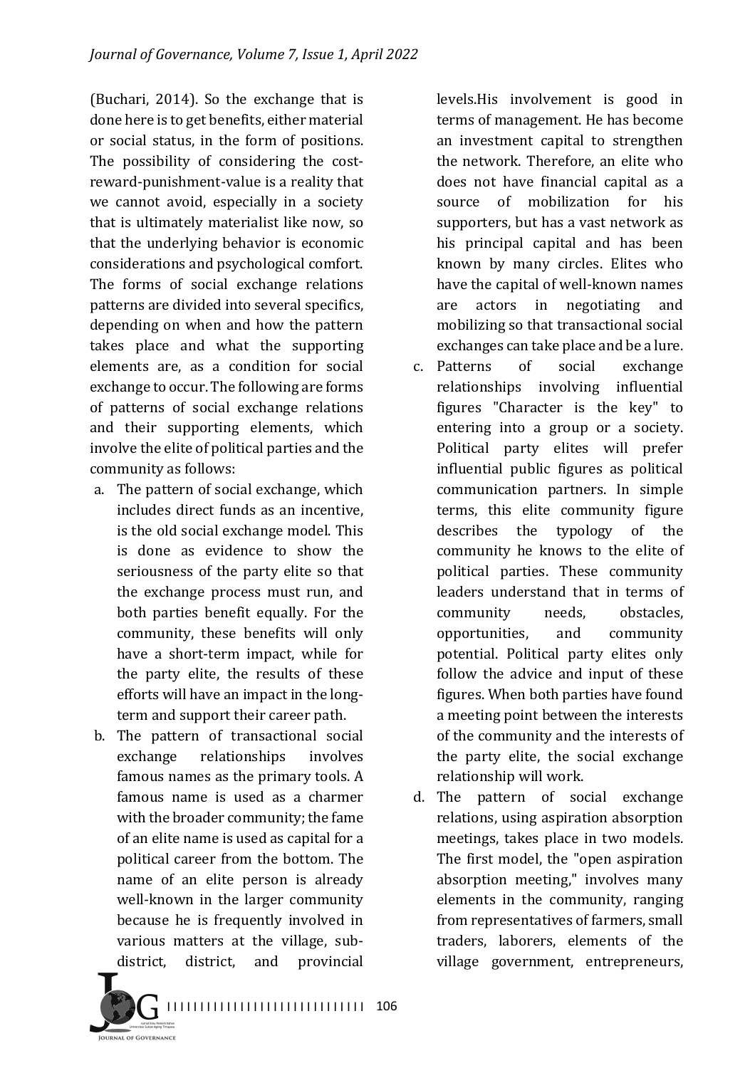(Buchari, 2014). So the exchange that is done here is to get benefits, either material or social status, in the form of positions. The possibility of considering the cost-reward-punishment-value is a reality that we cannot avoid, especially in a society that is ultimately materialist like now, so that the underlying behavior is economic considerations and psychological comfort. The forms of social exchange relations patterns are divided into several specifics, depending on when and how the pattern takes place and what the supporting elements are, as a condition for social exchange to occur. The following are forms of patterns of social exchange relations and their supporting elements, which involve the elite of political parties and the community as follows:

a. The pattern of social exchange, which includes direct funds as an incentive, is the old social exchange model. This is done as evidence to show the seriousness of the party elite so that the exchange process must run, and both parties benefit equally. For the community, these benefits will only have a short-term impact, while for the party elite, the results of these efforts will have an impact in the long-term and support their career path.
b. The pattern of transactional social exchange relationships involves famous names as the primary tools. A famous name is used as a charmer with the broader community; the fame of an elite name is used as capital for a political career from the bottom. The name of an elite person is already well-known in the larger community because he is frequently involved in various matters at the village, sub-district, district, and provincial levels.His involvement is good in terms of management. He has become an investment capital to strengthen the network. Therefore, an elite who does not have financial capital as a source of mobilization for his supporters, but has a vast network as his principal capital and has been known by many circles. Elites who have the capital of well-known names are actors in negotiating and mobilizing so that transactional social exchanges can take place and be a lure.
c. Patterns of social exchange relationships involving influential figures "Character is the key" to entering into a group or a society. Political party elites will prefer influential public figures as political communication partners. In simple terms, this elite community figure describes the typology of the community he knows to the elite of political parties. These community leaders understand that in terms of community needs, obstacles, opportunities, and community potential. Political party elites only follow the advice and input of these figures. When both parties have found a meeting point between the interests of the community and the interests of the party elite, the social exchange relationship will work.
d. The pattern of social exchange relations, using aspiration absorption meetings, takes place in two models. The first model, the "open aspiration absorption meeting," involves many elements in the community, ranging from representatives of farmers, small traders, laborers, elements of the village government, entrepreneurs,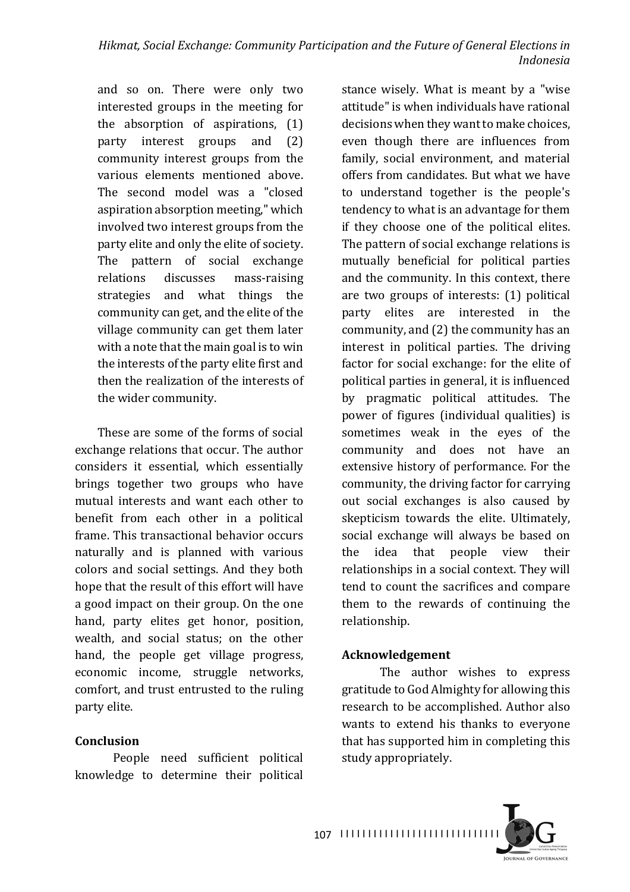and so on. There were only two interested groups in the meeting for the absorption of aspirations, (1) party interest groups and (2) community interest groups from the various elements mentioned above. The second model was a "closed aspiration absorption meeting," which involved two interest groups from the party elite and only the elite of society. The pattern of social exchange relations discusses mass-raising strategies and what things the community can get, and the elite of the village community can get them later with a note that the main goal is to win the interests of the party elite first and then the realization of the interests of the wider community.

These are some of the forms of social exchange relations that occur. The author considers it essential, which essentially brings together two groups who have mutual interests and want each other to benefit from each other in a political frame. This transactional behavior occurs naturally and is planned with various colors and social settings. And they both hope that the result of this effort will have a good impact on their group. On the one hand, party elites get honor, position, wealth, and social status; on the other hand, the people get village progress, economic income, struggle networks, comfort, and trust entrusted to the ruling party elite.

## Conclusion

People need sufficient political knowledge to determine their political stance wisely. What is meant by a "wise attitude" is when individuals have rational decisions when they want to make choices, even though there are influences from family, social environment, and material offers from candidates. But what we have to understand together is the people's tendency to what is an advantage for them if they choose one of the political elites. The pattern of social exchange relations is mutually beneficial for political parties and the community. In this context, there are two groups of interests: (1) political party elites are interested in the community, and (2) the community has an interest in political parties. The driving factor for social exchange: for the elite of political parties in general, it is influenced by pragmatic political attitudes. The power of figures (individual qualities) is sometimes weak in the eyes of the community and does not have an extensive history of performance. For the community, the driving factor for carrying out social exchanges is also caused by skepticism towards the elite. Ultimately, social exchange will always be based on the idea that people view their relationships in a social context. They will tend to count the sacrifices and compare them to the rewards of continuing the relationship.

## Acknowledgement

The author wishes to express gratitude to God Almighty for allowing this research to be accomplished. Author also wants to extend his thanks to everyone that has supported him in completing this study appropriately.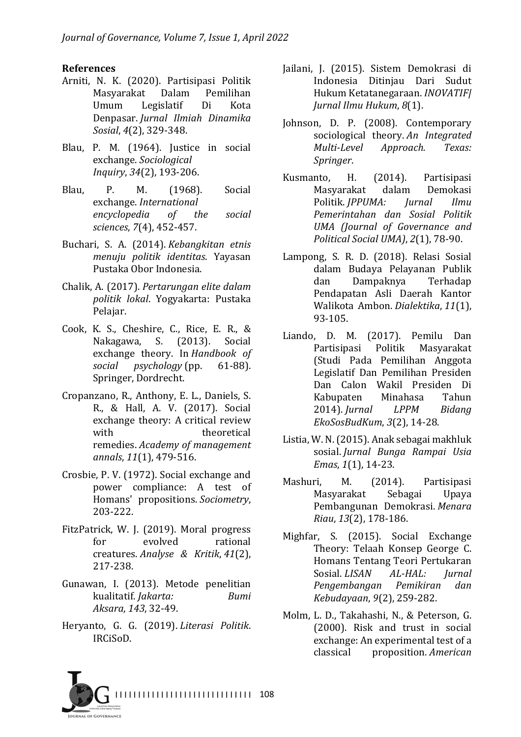**References**

Arniti, N. K. (2020). Partisipasi Politik Masyarakat Dalam Pemilihan Umum Legislatif Di Kota Denpasar. *Jurnal Ilmiah Dinamika Sosial*, *4*(2), 329-348.

Blau, P. M. (1964). Justice in social exchange. *Sociological Inquiry*, *34*(2), 193-206.

Blau, P. M. (1968). Social exchange. *International encyclopedia of the social sciences*, *7*(4), 452-457.

Buchari, S. A. (2014). *Kebangkitan etnis menuju politik identitas*. Yayasan Pustaka Obor Indonesia.

Chalik, A. (2017). *Pertarungan elite dalam politik lokal*. Yogyakarta: Pustaka Pelajar.

Cook, K. S., Cheshire, C., Rice, E. R., & Nakagawa, S. (2013). Social exchange theory. In *Handbook of social psychology* (pp. 61-88). Springer, Dordrecht.

Cropanzano, R., Anthony, E. L., Daniels, S. R., & Hall, A. V. (2017). Social exchange theory: A critical review with theoretical remedies. *Academy of management annals*, *11*(1), 479-516.

Crosbie, P. V. (1972). Social exchange and power compliance: A test of Homans' propositions. *Sociometry*, 203-222.

FitzPatrick, W. J. (2019). Moral progress for evolved rational creatures. *Analyse & Kritik*, *41*(2), 217-238.

Gunawan, I. (2013). Metode penelitian kualitatif. *Jakarta: Bumi Aksara*, *143*, 32-49.

Heryanto, G. G. (2019). *Literasi Politik*. IRCiSoD.

Jailani, J. (2015). Sistem Demokrasi di Indonesia Ditinjau Dari Sudut Hukum Ketatanegaraan. *INOVATIF| Jurnal Ilmu Hukum*, *8*(1).

Johnson, D. P. (2008). Contemporary sociological theory. *An Integrated Multi-Level Approach. Texas: Springer*.

Kusmanto, H. (2014). Partisipasi Masyarakat dalam Demokasi Politik. *JPPUMA: Jurnal Ilmu Pemerintahan dan Sosial Politik UMA (Journal of Governance and Political Social UMA)*, *2*(1), 78-90.

Lampong, S. R. D. (2018). Relasi Sosial dalam Budaya Pelayanan Publik dan Dampaknya Terhadap Pendapatan Asli Daerah Kantor Walikota Ambon. *Dialektika*, *11*(1), 93-105.

Liando, D. M. (2017). Pemilu Dan Partisipasi Politik Masyarakat (Studi Pada Pemilihan Anggota Legislatif Dan Pemilihan Presiden Dan Calon Wakil Presiden Di Kabupaten Minahasa Tahun 2014). *Jurnal LPPM Bidang EkoSosBudKum*, *3*(2), 14-28.

Listia, W. N. (2015). Anak sebagai makhluk sosial. *Jurnal Bunga Rampai Usia Emas*, *1*(1), 14-23.

Mashuri, M. (2014). Partisipasi Masyarakat Sebagai Upaya Pembangunan Demokrasi. *Menara Riau*, *13*(2), 178-186.

Mighfar, S. (2015). Social Exchange Theory: Telaah Konsep George C. Homans Tentang Teori Pertukaran Sosial. *LISAN AL-HAL: Jurnal Pengembangan Pemikiran dan Kebudayaan*, *9*(2), 259-282.

Molm, L. D., Takahashi, N., & Peterson, G. (2000). Risk and trust in social exchange: An experimental test of a classical proposition. *American*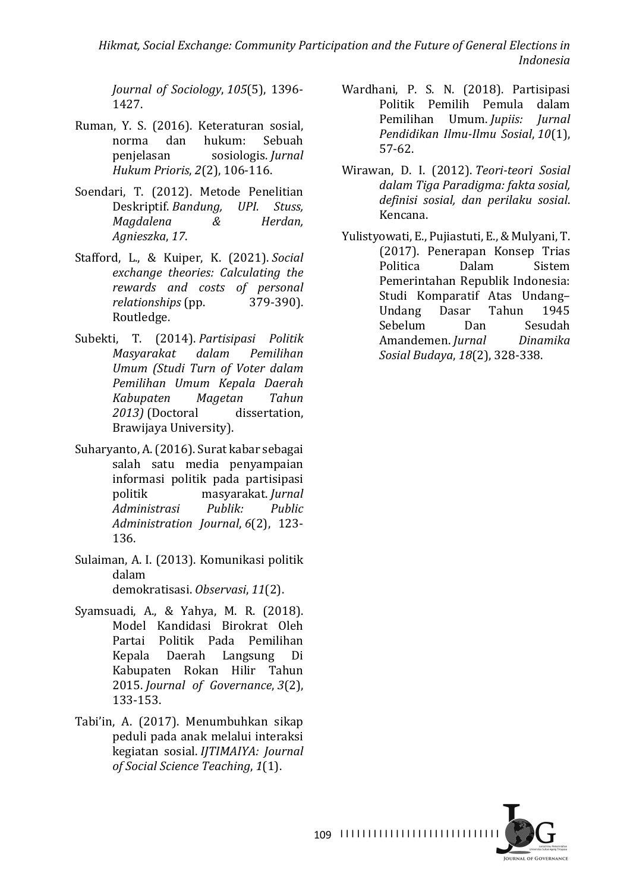*Journal of Sociology*, *105*(5), 1396-1427.

Ruman, Y. S. (2016). Keteraturan sosial, norma dan hukum: Sebuah penjelasan sosiologis. *Jurnal Hukum Prioris*, *2*(2), 106-116.

Soendari, T. (2012). Metode Penelitian Deskriptif. *Bandung, UPI. Stuss, Magdalena & Herdan, Agnieszka*, *17*.

Stafford, L., & Kuiper, K. (2021). *Social exchange theories: Calculating the rewards and costs of personal relationships* (pp. 379-390). Routledge.

Subekti, T. (2014). *Partisipasi Politik Masyarakat dalam Pemilihan Umum (Studi Turn of Voter dalam Pemilihan Umum Kepala Daerah Kabupaten Magetan Tahun 2013)* (Doctoral dissertation, Brawijaya University).

Suharyanto, A. (2016). Surat kabar sebagai salah satu media penyampaian informasi politik pada partisipasi politik masyarakat. *Jurnal Administrasi Publik: Public Administration Journal*, *6*(2), 123-136.

Sulaiman, A. I. (2013). Komunikasi politik dalam demokratisasi. *Observasi*, *11*(2).

Syamsuadi, A., & Yahya, M. R. (2018). Model Kandidasi Birokrat Oleh Partai Politik Pada Pemilihan Kepala Daerah Langsung Di Kabupaten Rokan Hilir Tahun 2015. *Journal of Governance*, *3*(2), 133-153.

Tabi'in, A. (2017). Menumbuhkan sikap peduli pada anak melalui interaksi kegiatan sosial. *IJTIMAIYA: Journal of Social Science Teaching*, *1*(1).

Wardhani, P. S. N. (2018). Partisipasi Politik Pemilih Pemula dalam Pemilihan Umum. *Jupiis: Jurnal Pendidikan Ilmu-Ilmu Sosial*, *10*(1), 57-62.

Wirawan, D. I. (2012). *Teori-teori Sosial dalam Tiga Paradigma: fakta sosial, definisi sosial, dan perilaku sosial*. Kencana.

Yulistyowati, E., Pujiastuti, E., & Mulyani, T. (2017). Penerapan Konsep Trias Politica Dalam Sistem Pemerintahan Republik Indonesia: Studi Komparatif Atas Undang–Undang Dasar Tahun 1945 Sebelum Dan Sesudah Amandemen. *Jurnal Dinamika Sosial Budaya*, *18*(2), 328-338.